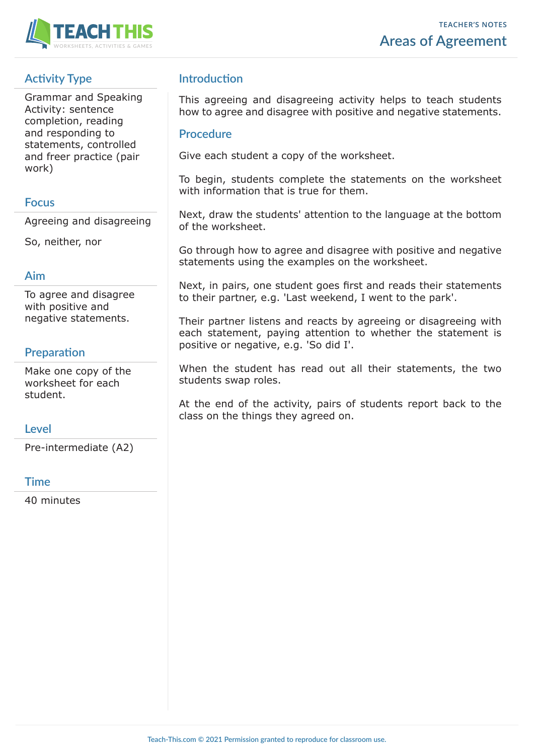TEACHER'S NOTES

# Areas of Agreement

## Activity Type

Grammar and Speaking Activity: sentence completion, reading and responding to statements, controlled and freer practice (pair work)

## Focus

Agreeing and disagreeing

So, neither, nor

## Aim

To agree and disagree with positive and negative statements.

## Preparation

Make one copy of the worksheet for each student.

## Level

Pre-intermediate (A2)

## Time

40 minutes

## Introduction

This agreeing and disagreeing activity helps to teach students how to agree and disagree with positive and negative statements.

## Procedure

Give each student a copy of the worksheet.

To begin, students complete the statements on the worksheet with information that is true for them.

Next, draw the students' attention to the language at the bottom of the worksheet.

Go through how to agree and disagree with positive and negative statements using the examples on the worksheet.

Next, in pairs, one student goes first and reads their statements to their partner, e.g. 'Last weekend, I went to the park'.

Their partner listens and reacts by agreeing or disagreeing with each statement, paying attention to whether the statement is positive or negative, e.g. 'So did I'.

When the student has read out all their statements, the two students swap roles.

At the end of the activity, pairs of students report back to the class on the things they agreed on.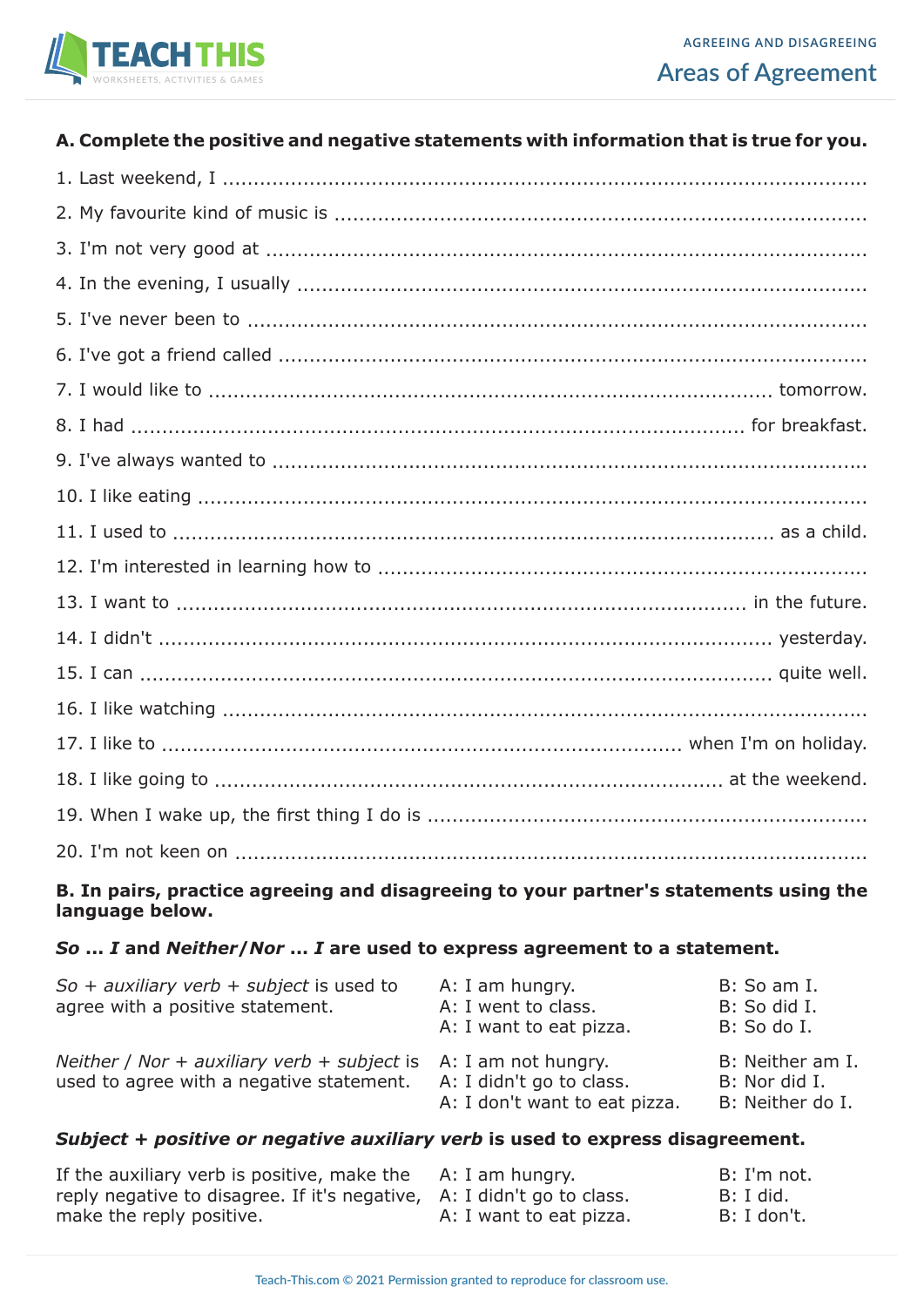### A. Complete the positive and negative statements with information that is true for you.

1. Last weekend, I ..........................................................................................................
2. My favourite kind of music is ........................................................................................
3. I'm not very good at .....................................................................................................
4. In the evening, I usually ...............................................................................................
5. I've never been to ........................................................................................................
6. I've got a friend called .................................................................................................
7. I would like to ............................................................................................ tomorrow.
8. I had ................................................................................................ for breakfast.
9. I've always wanted to ...................................................................................................
10. I like eating ................................................................................................................
11. I used to ............................................................................................... as a child.
12. I'm interested in learning how to ..................................................................................
13. I want to ......................................................................................... in the future.
14. I didn't ............................................................................................... yesterday.
15. I can ................................................................................................... quite well.
16. I like watching ............................................................................................................
17. I like to ................................................................................. when I'm on holiday.
18. I like going to .............................................................................. at the weekend.
19. When I wake up, the first thing I do is ...........................................................................
20. I'm not keen on ..........................................................................................................

### B. In pairs, practice agreeing and disagreeing to your partner's statements using the language below.

***So ... I*** **and** ***Neither/Nor ... I*** **are used to express agreement to a statement.**

| | | |
|---|---|---|
| *So + auxiliary verb + subject* is used to agree with a positive statement. | A: I am hungry.<br>A: I went to class.<br>A: I want to eat pizza. | B: So am I.<br>B: So did I.<br>B: So do I. |
| *Neither / Nor + auxiliary verb + subject* is used to agree with a negative statement. | A: I am not hungry.<br>A: I didn't go to class.<br>A: I don't want to eat pizza. | B: Neither am I.<br>B: Nor did I.<br>B: Neither do I. |

***Subject + positive or negative auxiliary verb*** **is used to express disagreement.**

| | | |
|---|---|---|
| If the auxiliary verb is positive, make the reply negative to disagree. If it's negative, make the reply positive. | A: I am hungry.<br>A: I didn't go to class.<br>A: I want to eat pizza. | B: I'm not.<br>B: I did.<br>B: I don't. |